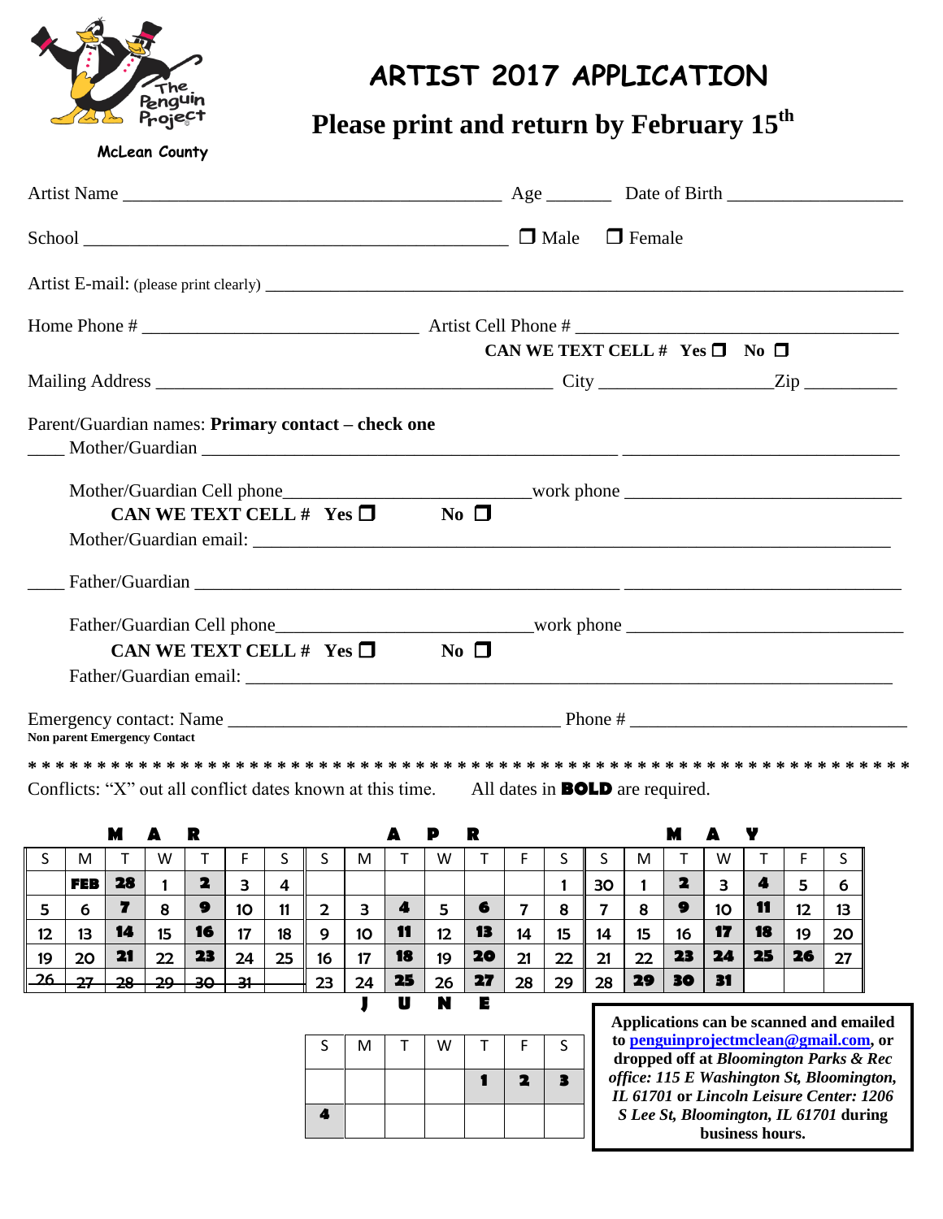The Penguin Project

McLean County

# ARTIST 2017 APPLICATION

## Please print and return by February 15th

Artist Name ________________________________________ Age _______ Date of Birth __________________

School ______________________________________________ ❒ Male ❒ Female

Artist E-mail: (please print clearly) ______________________________________________________________

Home Phone # ______________________________ Artist Cell Phone # ____________________________________

**CAN WE TEXT CELL # Yes ❒ No ❒**

Mailing Address __________________________________________ City ___________________Zip __________

Parent/Guardian names: **Primary contact – check one**

____ Mother/Guardian _____________________________________________ ______________________________

Mother/Guardian Cell phone__________________________work phone ______________________________

**CAN WE TEXT CELL # Yes ❒ No ❒**

Mother/Guardian email: ____________________________________________________________________

____ Father/Guardian _____________________________________________ ______________________________

Father/Guardian Cell phone__________________________work phone ______________________________

**CAN WE TEXT CELL # Yes ❒ No ❒**

Father/Guardian email: _____________________________________________________________________

Emergency contact: Name ____________________________________ Phone # ______________________________

**Non parent Emergency Contact**

* * * * * * * * * * * * * * * * * * * * * * * * * * * * * * * * * * * * * * * * * * * * * * * * * * * * * * * * * * * * * * * * * * *

Conflicts: "X" out all conflict dates known at this time. All dates in **BOLD** are required.

**MAR**

| S | M | T | W | T | F | S |
|---|---|---|---|---|---|---|
| | **FEB** | **28** | 1 | **2** | 3 | 4 |
| 5 | 6 | **7** | 8 | **9** | 10 | 11 |
| 12 | 13 | **14** | 15 | **16** | 17 | 18 |
| 19 | 20 | **21** | 22 | **23** | 24 | 25 |
| ~~26~~ | ~~27~~ | ~~28~~ | ~~29~~ | ~~30~~ | ~~31~~ | |

**APR**

| S | M | T | W | T | F | S |
|---|---|---|---|---|---|---|
| | | | | | | 1 |
| 2 | 3 | **4** | 5 | **6** | 7 | 8 |
| 9 | 10 | **11** | 12 | **13** | 14 | 15 |
| 16 | 17 | **18** | 19 | **20** | 21 | 22 |
| 23 | 24 | **25** | 26 | **27** | 28 | 29 |

**MAY**

| S | M | T | W | T | F | S |
|---|---|---|---|---|---|---|
| 30 | 1 | **2** | 3 | **4** | 5 | 6 |
| 7 | 8 | **9** | 10 | **11** | 12 | 13 |
| 14 | 15 | 16 | **17** | **18** | 19 | 20 |
| 21 | 22 | **23** | **24** | **25** | **26** | 27 |
| 28 | **29** | **30** | **31** | | | |

**JUNE**

| S | M | T | W | T | F | S |
|---|---|---|---|---|---|---|
| | | | | **1** | **2** | **3** |
| **4** | | | | | | |

**Applications can be scanned and emailed to penguinprojectmclean@gmail.com, or dropped off at *Bloomington Parks & Rec office: 115 E Washington St, Bloomington, IL 61701* or *Lincoln Leisure Center: 1206 S Lee St, Bloomington, IL 61701* during business hours.**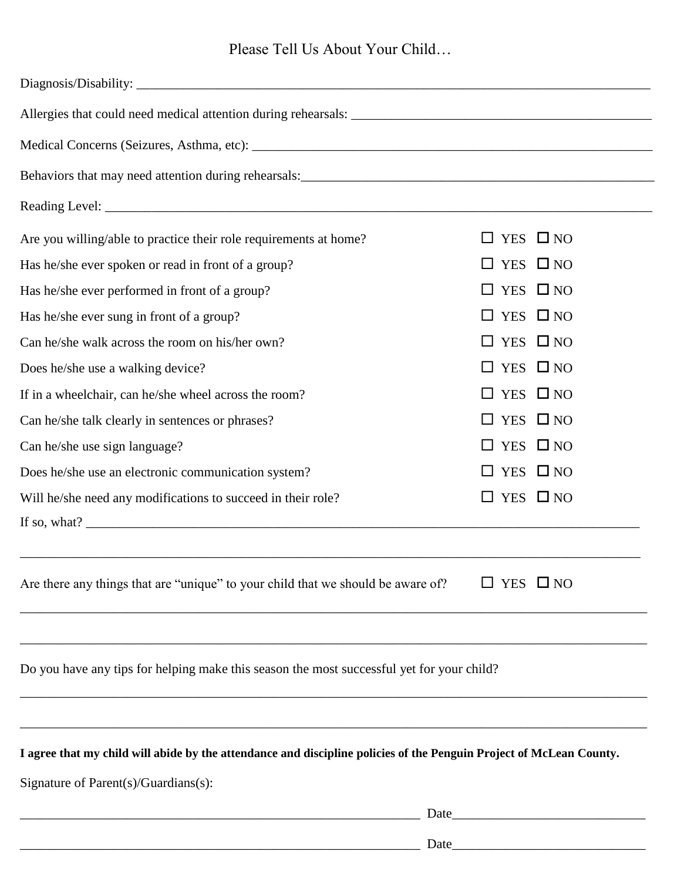# Please Tell Us About Your Child…

Diagnosis/Disability: ___________________________________________________________________________

Allergies that could need medical attention during rehearsals: _____________________________________________

Medical Concerns (Seizures, Asthma, etc): _____________________________________________________________

Behaviors that may need attention during rehearsals:_____________________________________________________

Reading Level: _________________________________________________________________________________

Are you willing/able to practice their role requirements at home? ☐ YES ☐ NO

Has he/she ever spoken or read in front of a group? ☐ YES ☐ NO

Has he/she ever performed in front of a group? ☐ YES ☐ NO

Has he/she ever sung in front of a group? ☐ YES ☐ NO

Can he/she walk across the room on his/her own? ☐ YES ☐ NO

Does he/she use a walking device? ☐ YES ☐ NO

If in a wheelchair, can he/she wheel across the room? ☐ YES ☐ NO

Can he/she talk clearly in sentences or phrases? ☐ YES ☐ NO

Can he/she use sign language? ☐ YES ☐ NO

Does he/she use an electronic communication system? ☐ YES ☐ NO

Will he/she need any modifications to succeed in their role? ☐ YES ☐ NO

If so, what? ___________________________________________________________________________________

_______________________________________________________________________________________________

Are there any things that are "unique" to your child that we should be aware of? ☐ YES ☐ NO

_______________________________________________________________________________________________

_______________________________________________________________________________________________

Do you have any tips for helping make this season the most successful yet for your child?

_______________________________________________________________________________________________

_______________________________________________________________________________________________

**I agree that my child will abide by the attendance and discipline policies of the Penguin Project of McLean County.**

Signature of Parent(s)/Guardians(s):

_____________________________________________________________ Date____________________________

_____________________________________________________________ Date____________________________